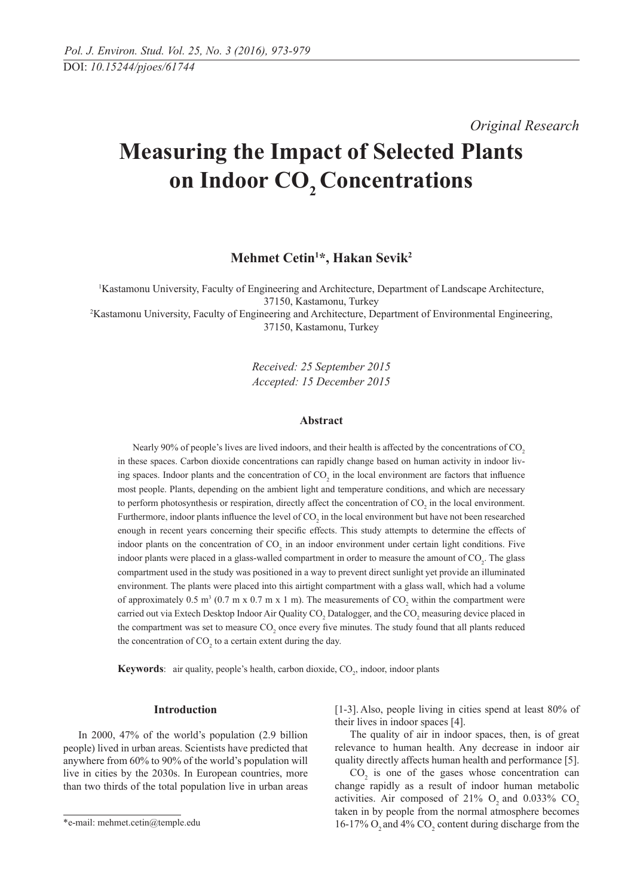*Original Research*

# Measuring the Impact of Selected Plants on Indoor $CO_2$ Concentrations

**Mehmet Cetin[1]*, Hakan Sevik[2]**

[1]Kastamonu University, Faculty of Engineering and Architecture, Department of Landscape Architecture, 37150, Kastamonu, Turkey
[2]Kastamonu University, Faculty of Engineering and Architecture, Department of Environmental Engineering, 37150, Kastamonu, Turkey

*Received: 25 September 2015*
*Accepted: 15 December 2015*

### Abstract

Nearly 90% of people's lives are lived indoors, and their health is affected by the concentrations of $CO_2$ in these spaces. Carbon dioxide concentrations can rapidly change based on human activity in indoor living spaces. Indoor plants and the concentration of $CO_2$ in the local environment are factors that influence most people. Plants, depending on the ambient light and temperature conditions, and which are necessary to perform photosynthesis or respiration, directly affect the concentration of $CO_2$ in the local environment. Furthermore, indoor plants influence the level of $CO_2$ in the local environment but have not been researched enough in recent years concerning their specific effects. This study attempts to determine the effects of indoor plants on the concentration of $CO_2$ in an indoor environment under certain light conditions. Five indoor plants were placed in a glass-walled compartment in order to measure the amount of $CO_2$. The glass compartment used in the study was positioned in a way to prevent direct sunlight yet provide an illuminated environment. The plants were placed into this airtight compartment with a glass wall, which had a volume of approximately 0.5 $m^3$ (0.7 m x 0.7 m x 1 m). The measurements of $CO_2$ within the compartment were carried out via Extech Desktop Indoor Air Quality $CO_2$ Datalogger, and the $CO_2$ measuring device placed in the compartment was set to measure $CO_2$ once every five minutes. The study found that all plants reduced the concentration of $CO_2$ to a certain extent during the day.

**Keywords**: air quality, people's health, carbon dioxide, $CO_2$, indoor, indoor plants

### Introduction

In 2000, 47% of the world's population (2.9 billion people) lived in urban areas. Scientists have predicted that anywhere from 60% to 90% of the world's population will live in cities by the 2030s. In European countries, more than two thirds of the total population live in urban areas [1-3]. Also, people living in cities spend at least 80% of their lives in indoor spaces [4].

The quality of air in indoor spaces, then, is of great relevance to human health. Any decrease in indoor air quality directly affects human health and performance [5].

$CO_2$ is one of the gases whose concentration can change rapidly as a result of indoor human metabolic activities. Air composed of 21% $O_2$ and 0.033% $CO_2$ taken in by people from the normal atmosphere becomes 16-17% $O_2$ and 4% $CO_2$ content during discharge from the

*e-mail: mehmet.cetin@temple.edu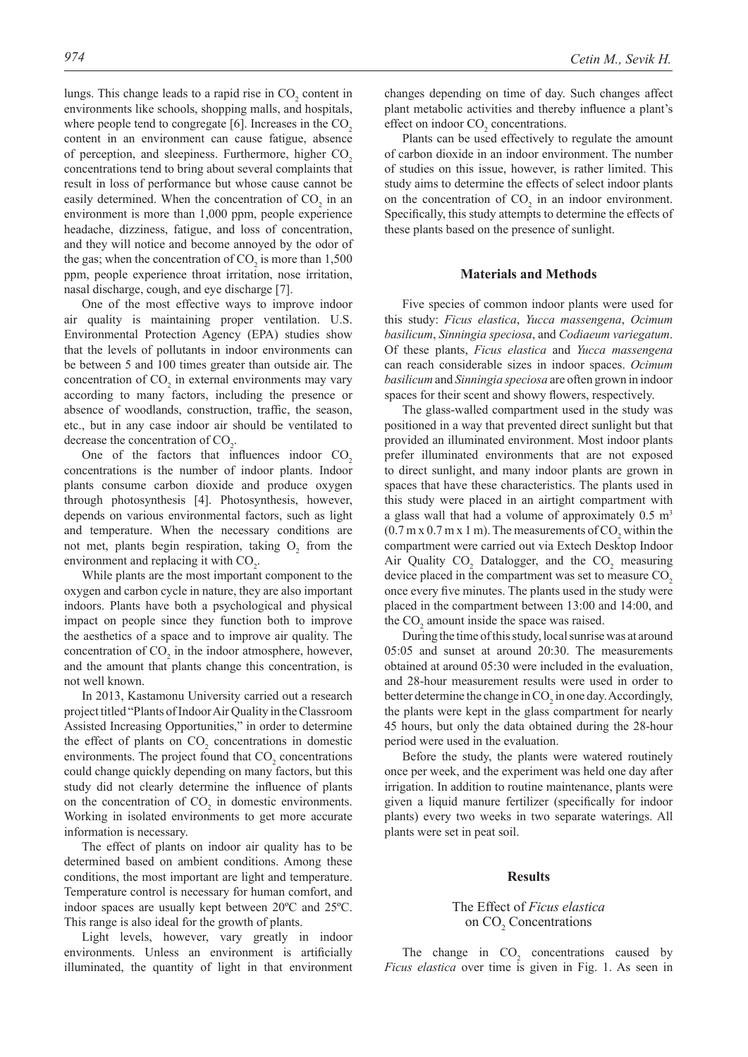lungs. This change leads to a rapid rise in $CO_2$ content in environments like schools, shopping malls, and hospitals, where people tend to congregate [6]. Increases in the $CO_2$ content in an environment can cause fatigue, absence of perception, and sleepiness. Furthermore, higher $CO_2$ concentrations tend to bring about several complaints that result in loss of performance but whose cause cannot be easily determined. When the concentration of $CO_2$ in an environment is more than 1,000 ppm, people experience headache, dizziness, fatigue, and loss of concentration, and they will notice and become annoyed by the odor of the gas; when the concentration of $CO_2$ is more than 1,500 ppm, people experience throat irritation, nose irritation, nasal discharge, cough, and eye discharge [7].

One of the most effective ways to improve indoor air quality is maintaining proper ventilation. U.S. Environmental Protection Agency (EPA) studies show that the levels of pollutants in indoor environments can be between 5 and 100 times greater than outside air. The concentration of $CO_2$ in external environments may vary according to many factors, including the presence or absence of woodlands, construction, traffic, the season, etc., but in any case indoor air should be ventilated to decrease the concentration of $CO_2$.

One of the factors that influences indoor $CO_2$ concentrations is the number of indoor plants. Indoor plants consume carbon dioxide and produce oxygen through photosynthesis [4]. Photosynthesis, however, depends on various environmental factors, such as light and temperature. When the necessary conditions are not met, plants begin respiration, taking $O_2$ from the environment and replacing it with $CO_2$.

While plants are the most important component to the oxygen and carbon cycle in nature, they are also important indoors. Plants have both a psychological and physical impact on people since they function both to improve the aesthetics of a space and to improve air quality. The concentration of $CO_2$ in the indoor atmosphere, however, and the amount that plants change this concentration, is not well known.

In 2013, Kastamonu University carried out a research project titled "Plants of Indoor Air Quality in the Classroom Assisted Increasing Opportunities," in order to determine the effect of plants on $CO_2$ concentrations in domestic environments. The project found that $CO_2$ concentrations could change quickly depending on many factors, but this study did not clearly determine the influence of plants on the concentration of $CO_2$ in domestic environments. Working in isolated environments to get more accurate information is necessary.

The effect of plants on indoor air quality has to be determined based on ambient conditions. Among these conditions, the most important are light and temperature. Temperature control is necessary for human comfort, and indoor spaces are usually kept between 20ºC and 25ºC. This range is also ideal for the growth of plants.

Light levels, however, vary greatly in indoor environments. Unless an environment is artificially illuminated, the quantity of light in that environment changes depending on time of day. Such changes affect plant metabolic activities and thereby influence a plant's effect on indoor $CO_2$ concentrations.

Plants can be used effectively to regulate the amount of carbon dioxide in an indoor environment. The number of studies on this issue, however, is rather limited. This study aims to determine the effects of select indoor plants on the concentration of $CO_2$ in an indoor environment. Specifically, this study attempts to determine the effects of these plants based on the presence of sunlight.

## Materials and Methods

Five species of common indoor plants were used for this study: *Ficus elastica*, *Yucca massengena*, *Ocimum basilicum*, *Sinningia speciosa*, and *Codiaeum variegatum*. Of these plants, *Ficus elastica* and *Yucca massengena* can reach considerable sizes in indoor spaces. *Ocimum basilicum* and *Sinningia speciosa* are often grown in indoor spaces for their scent and showy flowers, respectively.

The glass-walled compartment used in the study was positioned in a way that prevented direct sunlight but that provided an illuminated environment. Most indoor plants prefer illuminated environments that are not exposed to direct sunlight, and many indoor plants are grown in spaces that have these characteristics. The plants used in this study were placed in an airtight compartment with a glass wall that had a volume of approximately 0.5 $m^3$ (0.7 m x 0.7 m x 1 m). The measurements of $CO_2$ within the compartment were carried out via Extech Desktop Indoor Air Quality $CO_2$ Datalogger, and the $CO_2$ measuring device placed in the compartment was set to measure $CO_2$ once every five minutes. The plants used in the study were placed in the compartment between 13:00 and 14:00, and the $CO_2$ amount inside the space was raised.

During the time of this study, local sunrise was at around 05:05 and sunset at around 20:30. The measurements obtained at around 05:30 were included in the evaluation, and 28-hour measurement results were used in order to better determine the change in $CO_2$ in one day. Accordingly, the plants were kept in the glass compartment for nearly 45 hours, but only the data obtained during the 28-hour period were used in the evaluation.

Before the study, the plants were watered routinely once per week, and the experiment was held one day after irrigation. In addition to routine maintenance, plants were given a liquid manure fertilizer (specifically for indoor plants) every two weeks in two separate waterings. All plants were set in peat soil.

## Results

### The Effect of *Ficus elastica* on $CO_2$ Concentrations

The change in $CO_2$ concentrations caused by *Ficus elastica* over time is given in Fig. 1. As seen in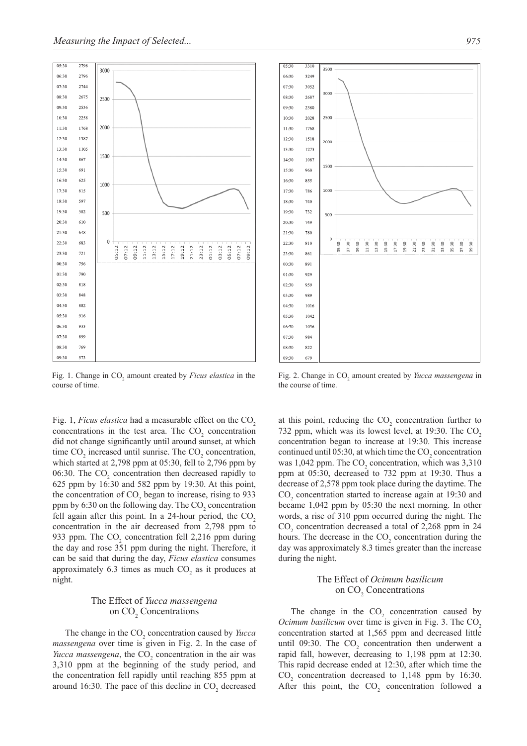| Time | $CO_2$ (ppm) |
|---|---|
| 05:30 | 2798 |
| 06:30 | 2796 |
| 07:30 | 2744 |
| 08:30 | 2675 |
| 09:30 | 2536 |
| 10:30 | 2258 |
| 11:30 | 1768 |
| 12:30 | 1387 |
| 13:30 | 1105 |
| 14:30 | 867 |
| 15:30 | 691 |
| 16:30 | 625 |
| 17:30 | 615 |
| 18:30 | 597 |
| 19:30 | 582 |
| 20:30 | 610 |
| 21:30 | 648 |
| 22:30 | 683 |
| 23:30 | 721 |
| 00:30 | 756 |
| 01:30 | 790 |
| 02:30 | 818 |
| 03:30 | 848 |
| 04:30 | 882 |
| 05:30 | 916 |
| 06:30 | 933 |
| 07:30 | 899 |
| 08:30 | 769 |
| 09:30 | 573 |

Fig. 1. Change in $CO_2$ amount created by *Ficus elastica* in the course of time.

Fig. 1, *Ficus elastica* had a measurable effect on the $CO_2$ concentrations in the test area. The $CO_2$ concentration did not change significantly until around sunset, at which time $CO_2$ increased until sunrise. The $CO_2$ concentration, which started at 2,798 ppm at 05:30, fell to 2,796 ppm by 06:30. The $CO_2$ concentration then decreased rapidly to 625 ppm by 16:30 and 582 ppm by 19:30. At this point, the concentration of $CO_2$ began to increase, rising to 933 ppm by 6:30 on the following day. The $CO_2$ concentration fell again after this point. In a 24-hour period, the $CO_2$ concentration in the air decreased from 2,798 ppm to 933 ppm. The $CO_2$ concentration fell 2,216 ppm during the day and rose 351 ppm during the night. Therefore, it can be said that during the day, *Ficus elastica* consumes approximately 6.3 times as much $CO_2$ as it produces at night.

## The Effect of *Yucca massengena* on $CO_2$ Concentrations

The change in the $CO_2$ concentration caused by *Yucca massengena* over time is given in Fig. 2. In the case of *Yucca massengena*, the $CO_2$ concentration in the air was 3,310 ppm at the beginning of the study period, and the concentration fell rapidly until reaching 855 ppm at around 16:30. The pace of this decline in $CO_2$ decreased

| Time | $CO_2$ (ppm) |
|---|---|
| 05:30 | 3310 |
| 06:30 | 3249 |
| 07:30 | 3052 |
| 08:30 | 2687 |
| 09:30 | 2380 |
| 10:30 | 2028 |
| 11:30 | 1768 |
| 12:30 | 1518 |
| 13:30 | 1273 |
| 14:30 | 1087 |
| 15:30 | 960 |
| 16:30 | 855 |
| 17:30 | 786 |
| 18:30 | 740 |
| 19:30 | 732 |
| 20:30 | 749 |
| 21:30 | 780 |
| 22:30 | 810 |
| 23:30 | 861 |
| 00:30 | 891 |
| 01:30 | 929 |
| 02:30 | 959 |
| 03:30 | 989 |
| 04:30 | 1016 |
| 05:30 | 1042 |
| 06:30 | 1036 |
| 07:30 | 984 |
| 08:30 | 822 |
| 09:30 | 679 |

Fig. 2. Change in $CO_2$ amount created by *Yucca massengena* in the course of time.

at this point, reducing the $CO_2$ concentration further to 732 ppm, which was its lowest level, at 19:30. The $CO_2$ concentration began to increase at 19:30. This increase continued until 05:30, at which time the $CO_2$ concentration was 1,042 ppm. The $CO_2$ concentration, which was 3,310 ppm at 05:30, decreased to 732 ppm at 19:30. Thus a decrease of 2,578 ppm took place during the daytime. The $CO_2$ concentration started to increase again at 19:30 and became 1,042 ppm by 05:30 the next morning. In other words, a rise of 310 ppm occurred during the night. The $CO_2$ concentration decreased a total of 2,268 ppm in 24 hours. The decrease in the $CO_2$ concentration during the day was approximately 8.3 times greater than the increase during the night.

## The Effect of *Ocimum basilicum* on $CO_2$ Concentrations

The change in the $CO_2$ concentration caused by *Ocimum basilicum* over time is given in Fig. 3. The $CO_2$ concentration started at 1,565 ppm and decreased little until 09:30. The $CO_2$ concentration then underwent a rapid fall, however, decreasing to 1,198 ppm at 12:30. This rapid decrease ended at 12:30, after which time the $CO_2$ concentration decreased to 1,148 ppm by 16:30. After this point, the $CO_2$ concentration followed a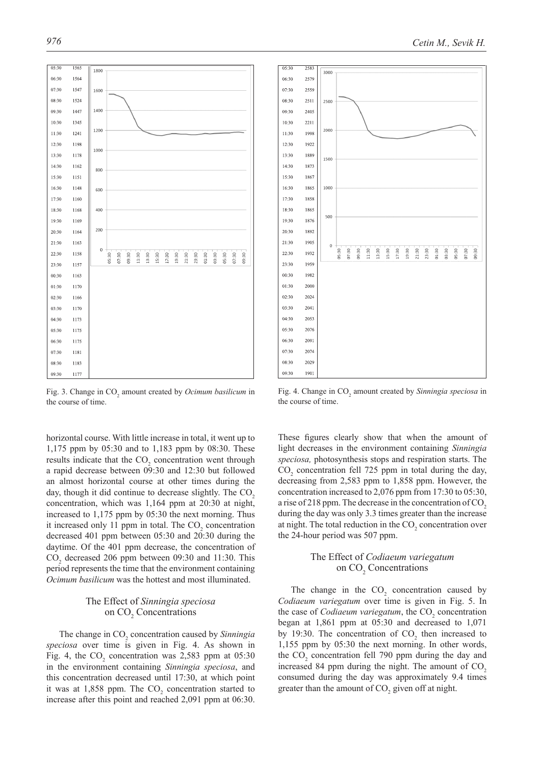| Time | $CO_2$ (ppm) |
|---|---|
| 05:30 | 1565 |
| 06:30 | 1564 |
| 07:30 | 1547 |
| 08:30 | 1524 |
| 09:30 | 1447 |
| 10:30 | 1345 |
| 11:30 | 1241 |
| 12:30 | 1198 |
| 13:30 | 1178 |
| 14:30 | 1162 |
| 15:30 | 1151 |
| 16:30 | 1148 |
| 17:30 | 1160 |
| 18:30 | 1168 |
| 19:30 | 1169 |
| 20:30 | 1164 |
| 21:30 | 1163 |
| 22:30 | 1158 |
| 23:30 | 1157 |
| 00:30 | 1163 |
| 01:30 | 1170 |
| 02:30 | 1166 |
| 03:30 | 1170 |
| 04:30 | 1173 |
| 05:30 | 1175 |
| 06:30 | 1175 |
| 07:30 | 1181 |
| 08:30 | 1183 |
| 09:30 | 1177 |

Fig. 3. Change in $CO_2$ amount created by *Ocimum basilicum* in the course of time.

| Time | $CO_2$ (ppm) |
|---|---|
| 05:30 | 2583 |
| 06:30 | 2579 |
| 07:30 | 2559 |
| 08:30 | 2511 |
| 09:30 | 2405 |
| 10:30 | 2211 |
| 11:30 | 1998 |
| 12:30 | 1922 |
| 13:30 | 1889 |
| 14:30 | 1873 |
| 15:30 | 1867 |
| 16:30 | 1865 |
| 17:30 | 1858 |
| 18:30 | 1865 |
| 19:30 | 1876 |
| 20:30 | 1892 |
| 21:30 | 1905 |
| 22:30 | 1932 |
| 23:30 | 1959 |
| 00:30 | 1982 |
| 01:30 | 2000 |
| 02:30 | 2024 |
| 03:30 | 2041 |
| 04:30 | 2053 |
| 05:30 | 2076 |
| 06:30 | 2091 |
| 07:30 | 2074 |
| 08:30 | 2029 |
| 09:30 | 1901 |

Fig. 4. Change in $CO_2$ amount created by *Sinningia speciosa* in the course of time.

horizontal course. With little increase in total, it went up to 1,175 ppm by 05:30 and to 1,183 ppm by 08:30. These results indicate that the $CO_2$ concentration went through a rapid decrease between 09:30 and 12:30 but followed an almost horizontal course at other times during the day, though it did continue to decrease slightly. The $CO_2$ concentration, which was 1,164 ppm at 20:30 at night, increased to 1,175 ppm by 05:30 the next morning. Thus it increased only 11 ppm in total. The $CO_2$ concentration decreased 401 ppm between 05:30 and 20:30 during the daytime. Of the 401 ppm decrease, the concentration of $CO_2$ decreased 206 ppm between 09:30 and 11:30. This period represents the time that the environment containing *Ocimum basilicum* was the hottest and most illuminated.

## The Effect of *Sinningia speciosa* on $CO_2$ Concentrations

The change in $CO_2$ concentration caused by *Sinningia speciosa* over time is given in Fig. 4. As shown in Fig. 4, the $CO_2$ concentration was 2,583 ppm at 05:30 in the environment containing *Sinningia speciosa*, and this concentration decreased until 17:30, at which point it was at 1,858 ppm. The $CO_2$ concentration started to increase after this point and reached 2,091 ppm at 06:30. These figures clearly show that when the amount of light decreases in the environment containing *Sinningia speciosa,* photosynthesis stops and respiration starts. The $CO_2$ concentration fell 725 ppm in total during the day, decreasing from 2,583 ppm to 1,858 ppm. However, the concentration increased to 2,076 ppm from 17:30 to 05:30, a rise of 218 ppm. The decrease in the concentration of $CO_2$ during the day was only 3.3 times greater than the increase at night. The total reduction in the $CO_2$ concentration over the 24-hour period was 507 ppm.

## The Effect of *Codiaeum variegatum* on $CO_2$ Concentrations

The change in the $CO_2$ concentration caused by *Codiaeum variegatum* over time is given in Fig. 5. In the case of *Codiaeum variegatum*, the $CO_2$ concentration began at 1,861 ppm at 05:30 and decreased to 1,071 by 19:30. The concentration of $CO_2$ then increased to 1,155 ppm by 05:30 the next morning. In other words, the $CO_2$ concentration fell 790 ppm during the day and increased 84 ppm during the night. The amount of $CO_2$ consumed during the day was approximately 9.4 times greater than the amount of $CO_2$ given off at night.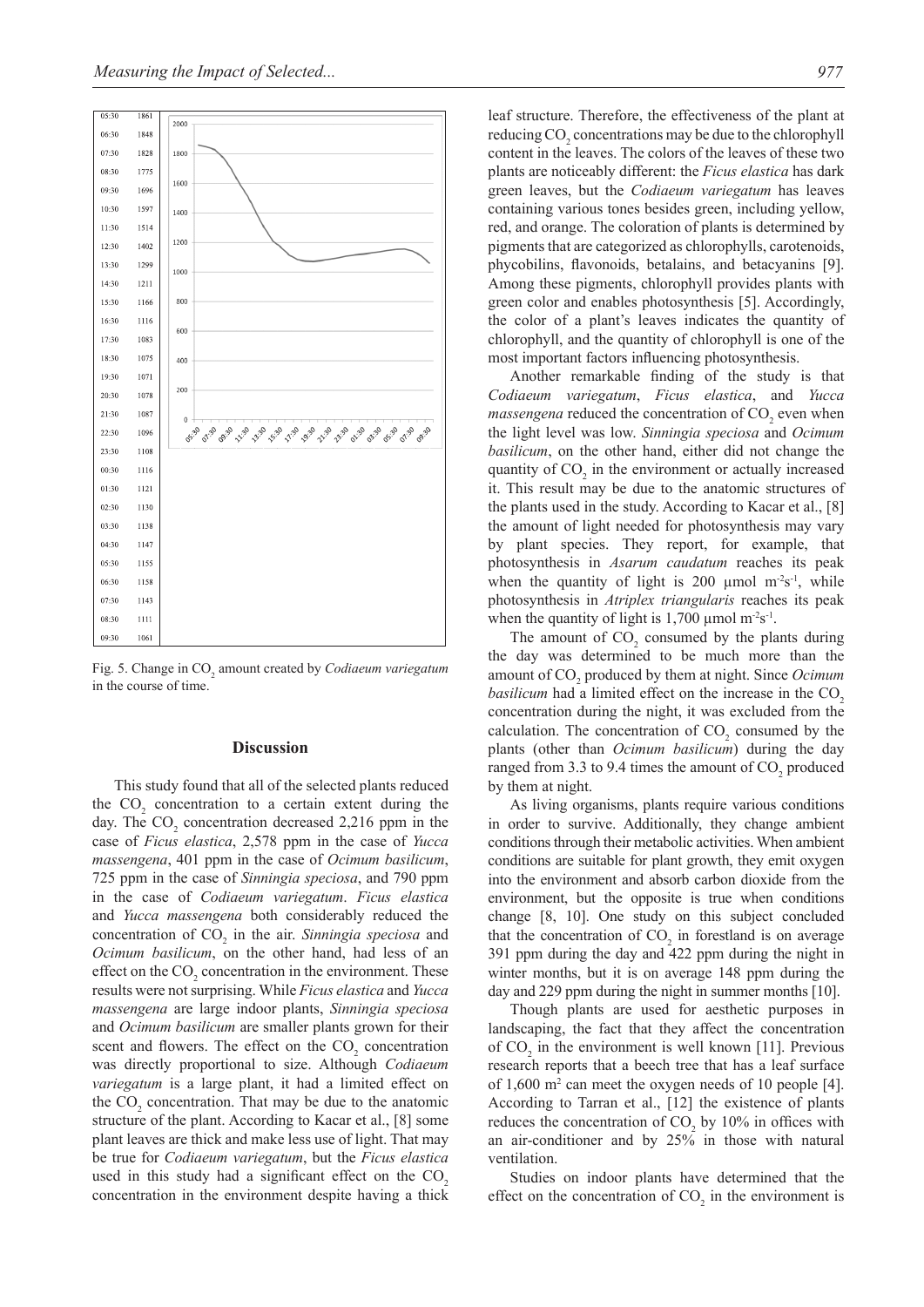| Time | $CO_2$ |
|---|---|
| 05:30 | 1861 |
| 06:30 | 1848 |
| 07:30 | 1828 |
| 08:30 | 1775 |
| 09:30 | 1696 |
| 10:30 | 1597 |
| 11:30 | 1514 |
| 12:30 | 1402 |
| 13:30 | 1299 |
| 14:30 | 1211 |
| 15:30 | 1166 |
| 16:30 | 1116 |
| 17:30 | 1083 |
| 18:30 | 1075 |
| 19:30 | 1071 |
| 20:30 | 1078 |
| 21:30 | 1087 |
| 22:30 | 1096 |
| 23:30 | 1108 |
| 00:30 | 1116 |
| 01:30 | 1121 |
| 02:30 | 1130 |
| 03:30 | 1138 |
| 04:30 | 1147 |
| 05:30 | 1155 |
| 06:30 | 1158 |
| 07:30 | 1143 |
| 08:30 | 1111 |
| 09:30 | 1061 |

Fig. 5. Change in $CO_2$ amount created by *Codiaeum variegatum* in the course of time.

## Discussion

This study found that all of the selected plants reduced the $CO_2$ concentration to a certain extent during the day. The $CO_2$ concentration decreased 2,216 ppm in the case of *Ficus elastica*, 2,578 ppm in the case of *Yucca massengena*, 401 ppm in the case of *Ocimum basilicum*, 725 ppm in the case of *Sinningia speciosa*, and 790 ppm in the case of *Codiaeum variegatum*. *Ficus elastica* and *Yucca massengena* both considerably reduced the concentration of $CO_2$ in the air. *Sinningia speciosa* and *Ocimum basilicum*, on the other hand, had less of an effect on the $CO_2$ concentration in the environment. These results were not surprising. While *Ficus elastica* and *Yucca massengena* are large indoor plants, *Sinningia speciosa* and *Ocimum basilicum* are smaller plants grown for their scent and flowers. The effect on the $CO_2$ concentration was directly proportional to size. Although *Codiaeum variegatum* is a large plant, it had a limited effect on the $CO_2$ concentration. That may be due to the anatomic structure of the plant. According to Kacar et al., [8] some plant leaves are thick and make less use of light. That may be true for *Codiaeum variegatum*, but the *Ficus elastica* used in this study had a significant effect on the $CO_2$ concentration in the environment despite having a thick leaf structure. Therefore, the effectiveness of the plant at reducing $CO_2$ concentrations may be due to the chlorophyll content in the leaves. The colors of the leaves of these two plants are noticeably different: the *Ficus elastica* has dark green leaves, but the *Codiaeum variegatum* has leaves containing various tones besides green, including yellow, red, and orange. The coloration of plants is determined by pigments that are categorized as chlorophylls, carotenoids, phycobilins, flavonoids, betalains, and betacyanins [9]. Among these pigments, chlorophyll provides plants with green color and enables photosynthesis [5]. Accordingly, the color of a plant's leaves indicates the quantity of chlorophyll, and the quantity of chlorophyll is one of the most important factors influencing photosynthesis.

Another remarkable finding of the study is that *Codiaeum variegatum*, *Ficus elastica*, and *Yucca massengena* reduced the concentration of $CO_2$ even when the light level was low. *Sinningia speciosa* and *Ocimum basilicum*, on the other hand, either did not change the quantity of $CO_2$ in the environment or actually increased it. This result may be due to the anatomic structures of the plants used in the study. According to Kacar et al., [8] the amount of light needed for photosynthesis may vary by plant species. They report, for example, that photosynthesis in *Asarum caudatum* reaches its peak when the quantity of light is 200 µmol $m^{-2}s^{-1}$, while photosynthesis in *Atriplex triangularis* reaches its peak when the quantity of light is 1,700 µmol $m^{-2}s^{-1}$.

The amount of $CO_2$ consumed by the plants during the day was determined to be much more than the amount of $CO_2$ produced by them at night. Since *Ocimum basilicum* had a limited effect on the increase in the $CO_2$ concentration during the night, it was excluded from the calculation. The concentration of $CO_2$ consumed by the plants (other than *Ocimum basilicum*) during the day ranged from 3.3 to 9.4 times the amount of $CO_2$ produced by them at night.

As living organisms, plants require various conditions in order to survive. Additionally, they change ambient conditions through their metabolic activities. When ambient conditions are suitable for plant growth, they emit oxygen into the environment and absorb carbon dioxide from the environment, but the opposite is true when conditions change [8, 10]. One study on this subject concluded that the concentration of $CO_2$ in forestland is on average 391 ppm during the day and 422 ppm during the night in winter months, but it is on average 148 ppm during the day and 229 ppm during the night in summer months [10].

Though plants are used for aesthetic purposes in landscaping, the fact that they affect the concentration of $CO_2$ in the environment is well known [11]. Previous research reports that a beech tree that has a leaf surface of 1,600 $m^2$ can meet the oxygen needs of 10 people [4]. According to Tarran et al., [12] the existence of plants reduces the concentration of $CO_2$ by 10% in offices with an air-conditioner and by 25% in those with natural ventilation.

Studies on indoor plants have determined that the effect on the concentration of $CO_2$ in the environment is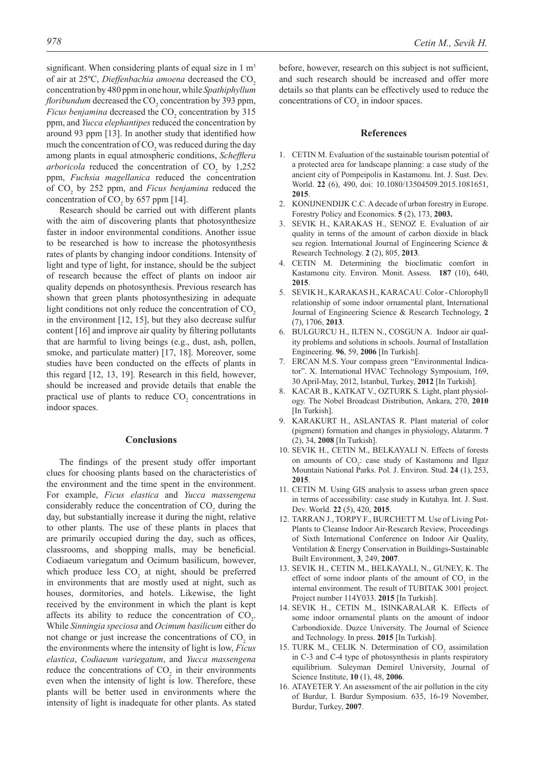significant. When considering plants of equal size in 1 $m^3$ of air at 25ºC, *Dieffenbachia amoena* decreased the $CO_2$ concentration by 480 ppm in one hour, while *Spathiphyllum floribundum* decreased the $CO_2$ concentration by 393 ppm, *Ficus benjamina* decreased the $CO_2$ concentration by 315 ppm, and *Yucca elephantipes* reduced the concentration by around 93 ppm [13]. In another study that identified how much the concentration of $CO_2$ was reduced during the day among plants in equal atmospheric conditions, *Schefflera arboricola* reduced the concentration of $CO_2$ by 1,252 ppm, *Fuchsia magellanica* reduced the concentration of $CO_2$ by 252 ppm, and *Ficus benjamina* reduced the concentration of $CO_2$ by 657 ppm [14].

Research should be carried out with different plants with the aim of discovering plants that photosynthesize faster in indoor environmental conditions. Another issue to be researched is how to increase the photosynthesis rates of plants by changing indoor conditions. Intensity of light and type of light, for instance, should be the subject of research because the effect of plants on indoor air quality depends on photosynthesis. Previous research has shown that green plants photosynthesizing in adequate light conditions not only reduce the concentration of $CO_2$ in the environment [12, 15], but they also decrease sulfur content [16] and improve air quality by filtering pollutants that are harmful to living beings (e.g., dust, ash, pollen, smoke, and particulate matter) [17, 18]. Moreover, some studies have been conducted on the effects of plants in this regard [12, 13, 19]. Research in this field, however, should be increased and provide details that enable the practical use of plants to reduce $CO_2$ concentrations in indoor spaces.

## Conclusions

The findings of the present study offer important clues for choosing plants based on the characteristics of the environment and the time spent in the environment. For example, *Ficus elastica* and *Yucca massengena* considerably reduce the concentration of $CO_2$ during the day, but substantially increase it during the night, relative to other plants. The use of these plants in places that are primarily occupied during the day, such as offices, classrooms, and shopping malls, may be beneficial. Codiaeum variegatum and Ocimum basilicum, however, which produce less $CO_2$ at night, should be preferred in environments that are mostly used at night, such as houses, dormitories, and hotels. Likewise, the light received by the environment in which the plant is kept affects its ability to reduce the concentration of $CO_2$. While *Sinningia speciosa* and *Ocimum basilicum* either do not change or just increase the concentrations of $CO_2$ in the environments where the intensity of light is low, *Ficus elastica*, *Codiaeum variegatum*, and *Yucca massengena* reduce the concentrations of $CO_2$ in their environments even when the intensity of light is low. Therefore, these plants will be better used in environments where the intensity of light is inadequate for other plants. As stated before, however, research on this subject is not sufficient, and such research should be increased and offer more details so that plants can be effectively used to reduce the concentrations of $CO_2$ in indoor spaces.

## References

1. CETIN M. Evaluation of the sustainable tourism potential of a protected area for landscape planning: a case study of the ancient city of Pompeipolis in Kastamonu. Int. J. Sust. Dev. World. **22** (6), 490, doi: 10.1080/13504509.2015.1081651, **2015**.
2. KONIJNENDIJK C.C. A decade of urban forestry in Europe. Forestry Policy and Economics. **5** (2), 173, **2003.**
3. SEVIK H., KARAKAS H., SENOZ E. Evaluation of air quality in terms of the amount of carbon dioxide in black sea region. International Journal of Engineering Science & Research Technology. **2** (2), 805, **2013**.
4. CETIN M. Determining the bioclimatic comfort in Kastamonu city. Environ. Monit. Assess. **187** (10), 640, **2015**.
5. SEVIK H., KARAKAS H., KARACA U. Color - Chlorophyll relationship of some indoor ornamental plant, International Journal of Engineering Science & Research Technology, **2** (7), 1706, **2013**.
6. BULGURCU H., ILTEN N., COSGUN A. Indoor air quality problems and solutions in schools. Journal of Installation Engineering. **96**, 59, **2006** [In Turkish].
7. ERCAN M.S. Your compass green "Environmental Indicator". X. International HVAC Technology Symposium, 169, 30 April-May, 2012, Istanbul, Turkey, **2012** [In Turkish].
8. KACAR B., KATKAT V., OZTURK S. Light, plant physiology. The Nobel Broadcast Distribution, Ankara, 270, **2010** [In Turkish].
9. KARAKURT H., ASLANTAS R. Plant material of color (pigment) formation and changes in physiology, Alatarım. **7** (2), 34, **2008** [In Turkish].
10. SEVIK H., CETIN M., BELKAYALI N. Effects of forests on amounts of $CO_2$: case study of Kastamonu and Ilgaz Mountain National Parks. Pol. J. Environ. Stud. **24** (1), 253, **2015**.
11. CETIN M. Using GIS analysis to assess urban green space in terms of accessibility: case study in Kutahya. Int. J. Sust. Dev. World. **22** (5), 420, **2015**.
12. TARRAN J., TORPY F., BURCHETT M. Use of Living Pot-Plants to Cleanse Indoor Air-Research Review, Proceedings of Sixth International Conference on Indoor Air Quality, Ventilation & Energy Conservation in Buildings-Sustainable Built Environment, **3**, 249, **2007**.
13. SEVIK H., CETIN M., BELKAYALI, N., GUNEY, K. The effect of some indoor plants of the amount of $CO_2$ in the internal environment. The result of TUBITAK 3001 project. Project number 114Y033. **2015** [In Turkish].
14. SEVIK H., CETIN M., ISINKARALAR K. Effects of some indoor ornamental plants on the amount of indoor Carbondioxide. Duzce University. The Journal of Science and Technology. In press. **2015** [In Turkish].
15. TURK M., CELIK N. Determination of $CO_2$ assimilation in C-3 and C-4 type of photosynthesis in plants respiratory equilibrium. Suleyman Demirel University, Journal of Science Institute, **10** (1), 48, **2006**.
16. ATAYETER Y. An assessment of the air pollution in the city of Burdur, I. Burdur Symposium. 635, 16-19 November, Burdur, Turkey, **2007**.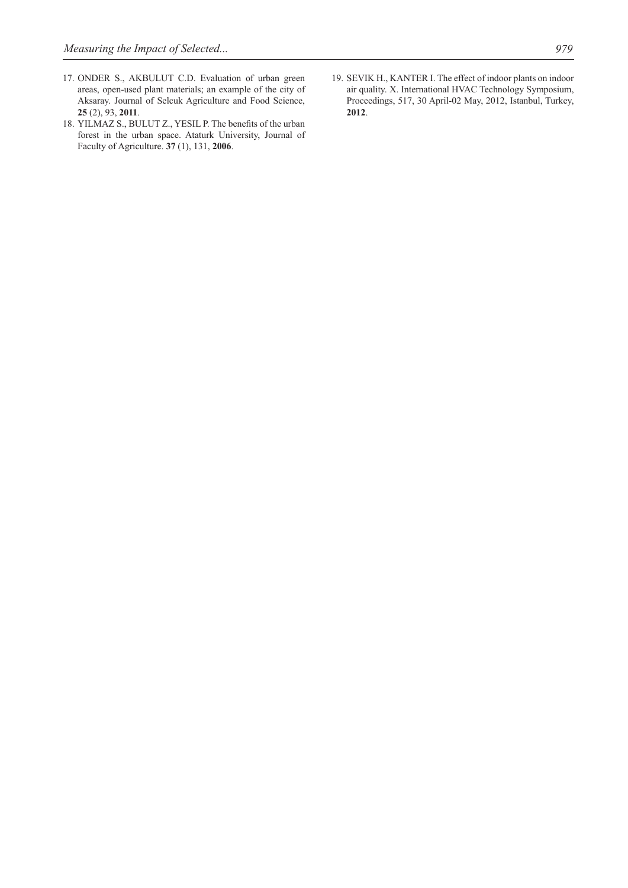17. ONDER S., AKBULUT C.D. Evaluation of urban green areas, open-used plant materials; an example of the city of Aksaray. Journal of Selcuk Agriculture and Food Science, **25** (2), 93, **2011**.
18. YILMAZ S., BULUT Z., YESIL P. The benefits of the urban forest in the urban space. Ataturk University, Journal of Faculty of Agriculture. **37** (1), 131, **2006**.
19. SEVIK H., KANTER I. The effect of indoor plants on indoor air quality. X. International HVAC Technology Symposium, Proceedings, 517, 30 April-02 May, 2012, Istanbul, Turkey, **2012**.